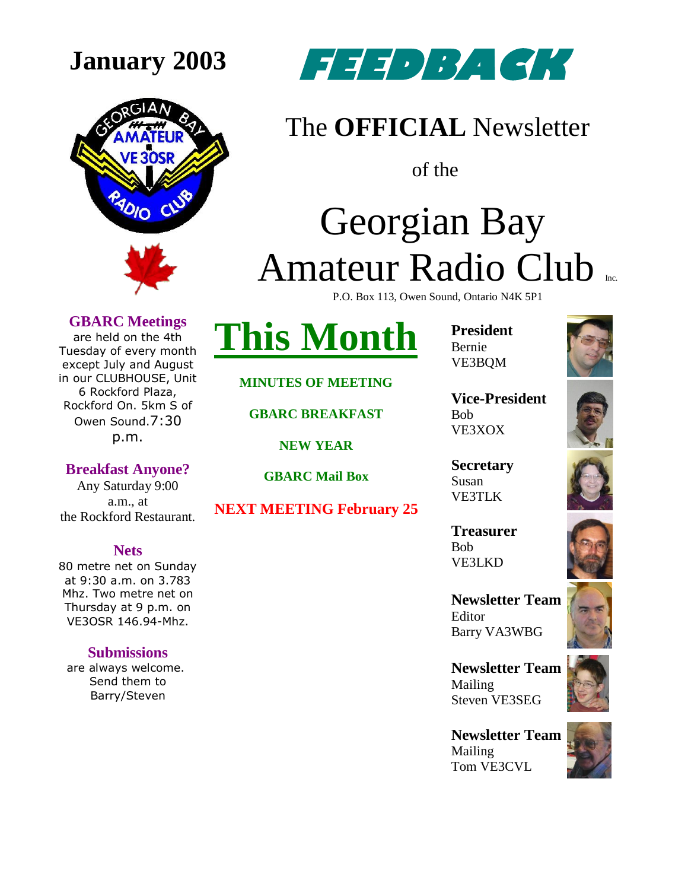**January 2003**

# FEEDBACK

## The **OFFICIAL** Newsletter of the Georgian Bay Amateur Radio Club Inc.

P.O. Box 113, Owen Sound, Ontario N4K 5P1

### GBARC Meetings

are held on the 4th Tuesday of every month except July and August in our CLUBHOUSE, Unit 6 Rockford Plaza, Rockford On. 5km S of Owen Sound.7:30 p.m.

### Breakfast Anyone?

Any Saturday 9:00 a.m., at the Rockford Restaurant.

### Nets

80 metre net on Sunday at 9:30 a.m. on 3.783 Mhz. Two metre net on Thursday at 9 p.m. on VE3OSR 146.94-Mhz.

### Submissions

are always welcome. Send them to Barry/Steven

## This Month

**MINUTES OF MEETING**

**GBARC BREAKFAST**

**NEW YEAR**

**GBARC Mail Box**

**NEXT MEETING February 25**

**President**
Bernie
VE3BQM

**Vice-President**
Bob
VE3XOX

**Secretary**
Susan
VE3TLK

**Treasurer**
Bob
VE3LKD

**Newsletter Team**
Editor
Barry VA3WBG

**Newsletter Team**
Mailing
Steven VE3SEG

**Newsletter Team**
Mailing
Tom VE3CVL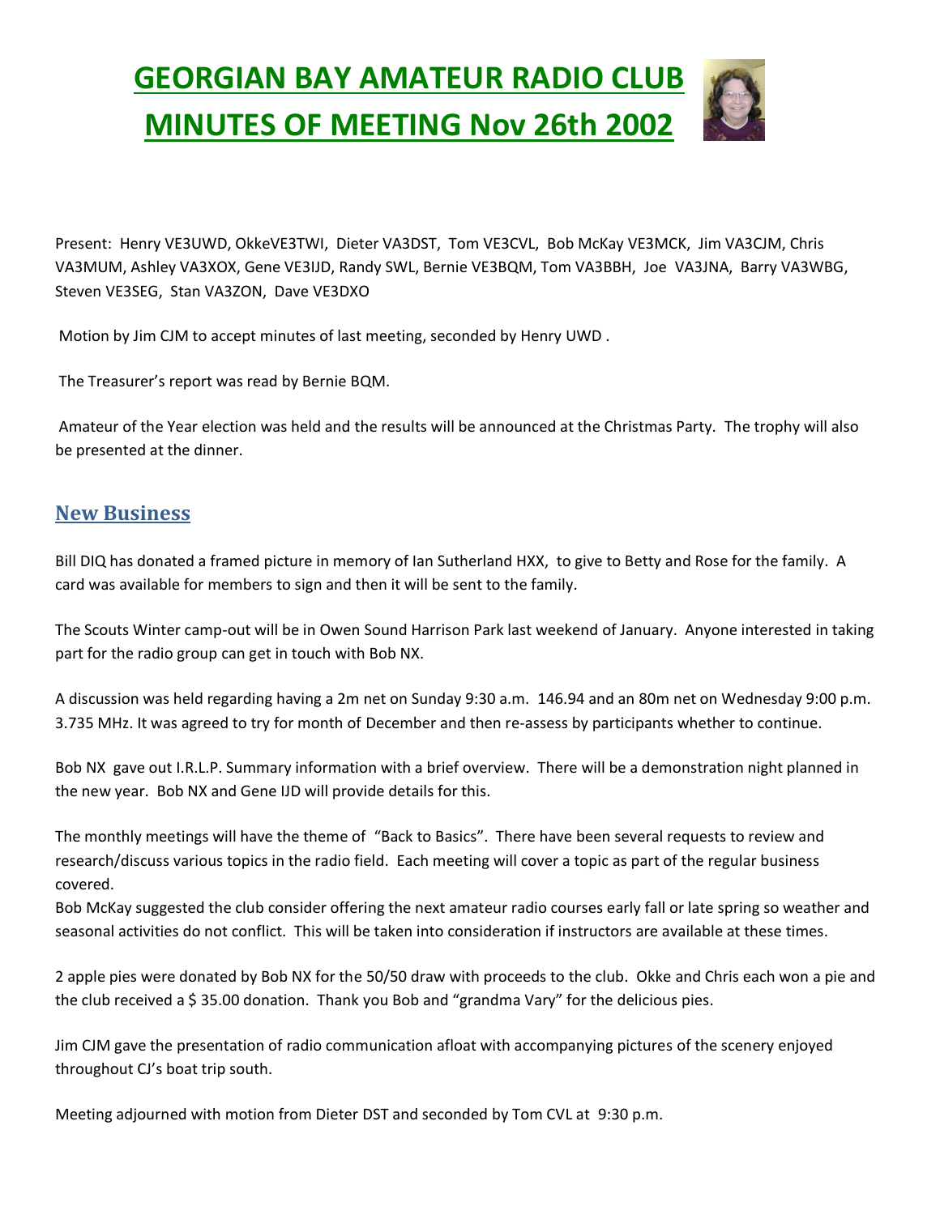# GEORGIAN BAY AMATEUR RADIO CLUB MINUTES OF MEETING Nov 26th 2002

Present: Henry VE3UWD, OkkeVE3TWI, Dieter VA3DST, Tom VE3CVL, Bob McKay VE3MCK, Jim VA3CJM, Chris VA3MUM, Ashley VA3XOX, Gene VE3IJD, Randy SWL, Bernie VE3BQM, Tom VA3BBH, Joe VA3JNA, Barry VA3WBG, Steven VE3SEG, Stan VA3ZON, Dave VE3DXO

Motion by Jim CJM to accept minutes of last meeting, seconded by Henry UWD .

The Treasurer's report was read by Bernie BQM.

Amateur of the Year election was held and the results will be announced at the Christmas Party. The trophy will also be presented at the dinner.

## New Business

Bill DIQ has donated a framed picture in memory of Ian Sutherland HXX, to give to Betty and Rose for the family. A card was available for members to sign and then it will be sent to the family.

The Scouts Winter camp-out will be in Owen Sound Harrison Park last weekend of January. Anyone interested in taking part for the radio group can get in touch with Bob NX.

A discussion was held regarding having a 2m net on Sunday 9:30 a.m. 146.94 and an 80m net on Wednesday 9:00 p.m. 3.735 MHz. It was agreed to try for month of December and then re-assess by participants whether to continue.

Bob NX gave out I.R.L.P. Summary information with a brief overview. There will be a demonstration night planned in the new year. Bob NX and Gene IJD will provide details for this.

The monthly meetings will have the theme of "Back to Basics". There have been several requests to review and research/discuss various topics in the radio field. Each meeting will cover a topic as part of the regular business covered.

Bob McKay suggested the club consider offering the next amateur radio courses early fall or late spring so weather and seasonal activities do not conflict. This will be taken into consideration if instructors are available at these times.

2 apple pies were donated by Bob NX for the 50/50 draw with proceeds to the club. Okke and Chris each won a pie and the club received a $ 35.00 donation. Thank you Bob and "grandma Vary" for the delicious pies.

Jim CJM gave the presentation of radio communication afloat with accompanying pictures of the scenery enjoyed throughout CJ's boat trip south.

Meeting adjourned with motion from Dieter DST and seconded by Tom CVL at 9:30 p.m.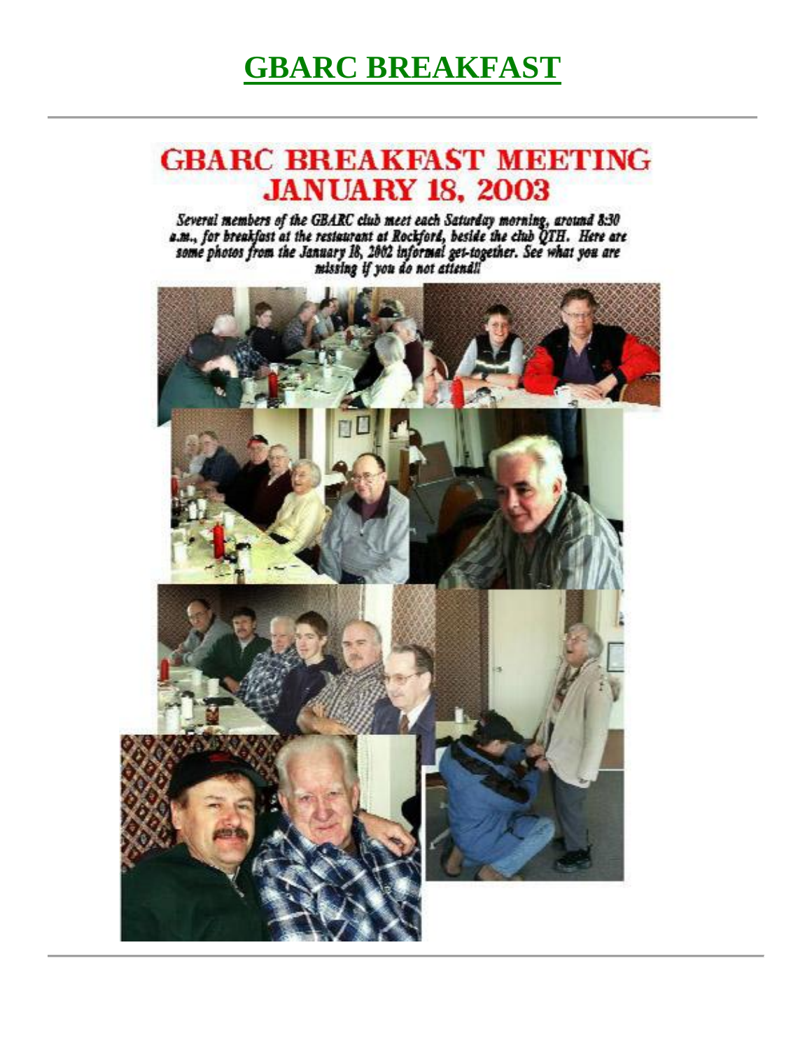# GBARC BREAKFAST

## GBARC BREAKFAST MEETING JANUARY 18, 2003

*Several members of the GBARC club meet each Saturday morning, around 8:30 a.m., for breakfast at the restaurant at Rockford, beside the club QTH. Here are some photos from the January 18, 2002 informal get-together. See what you are missing if you do not attend!*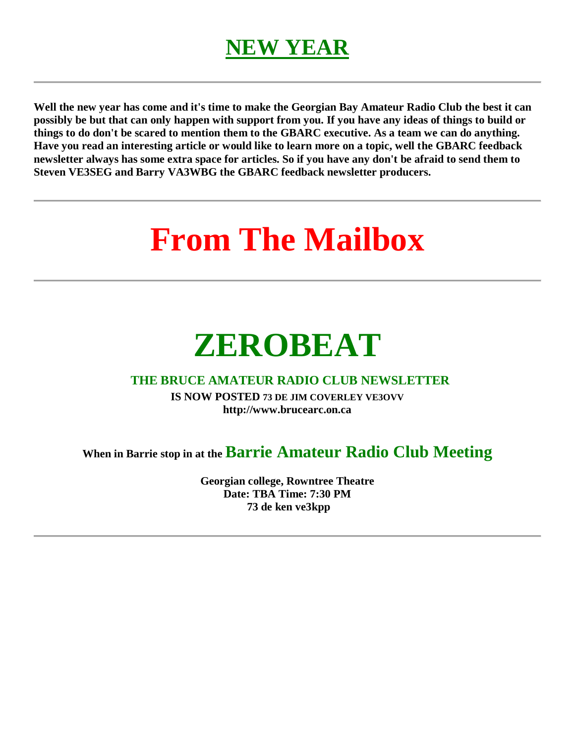# NEW YEAR

---

**Well the new year has come and it's time to make the Georgian Bay Amateur Radio Club the best it can possibly be but that can only happen with support from you. If you have any ideas of things to build or things to do don't be scared to mention them to the GBARC executive. As a team we can do anything. Have you read an interesting article or would like to learn more on a topic, well the GBARC feedback newsletter always has some extra space for articles. So if you have any don't be afraid to send them to Steven VE3SEG and Barry VA3WBG the GBARC feedback newsletter producers.**

---

# From The Mailbox

---

# ZEROBEAT

### THE BRUCE AMATEUR RADIO CLUB NEWSLETTER

**IS NOW POSTED 73 DE JIM COVERLEY VE3OVV**
**http://www.brucearc.on.ca**

**When in Barrie stop in at the Barrie Amateur Radio Club Meeting**

**Georgian college, Rowntree Theatre**
**Date: TBA Time: 7:30 PM**
**73 de ken ve3kpp**

---